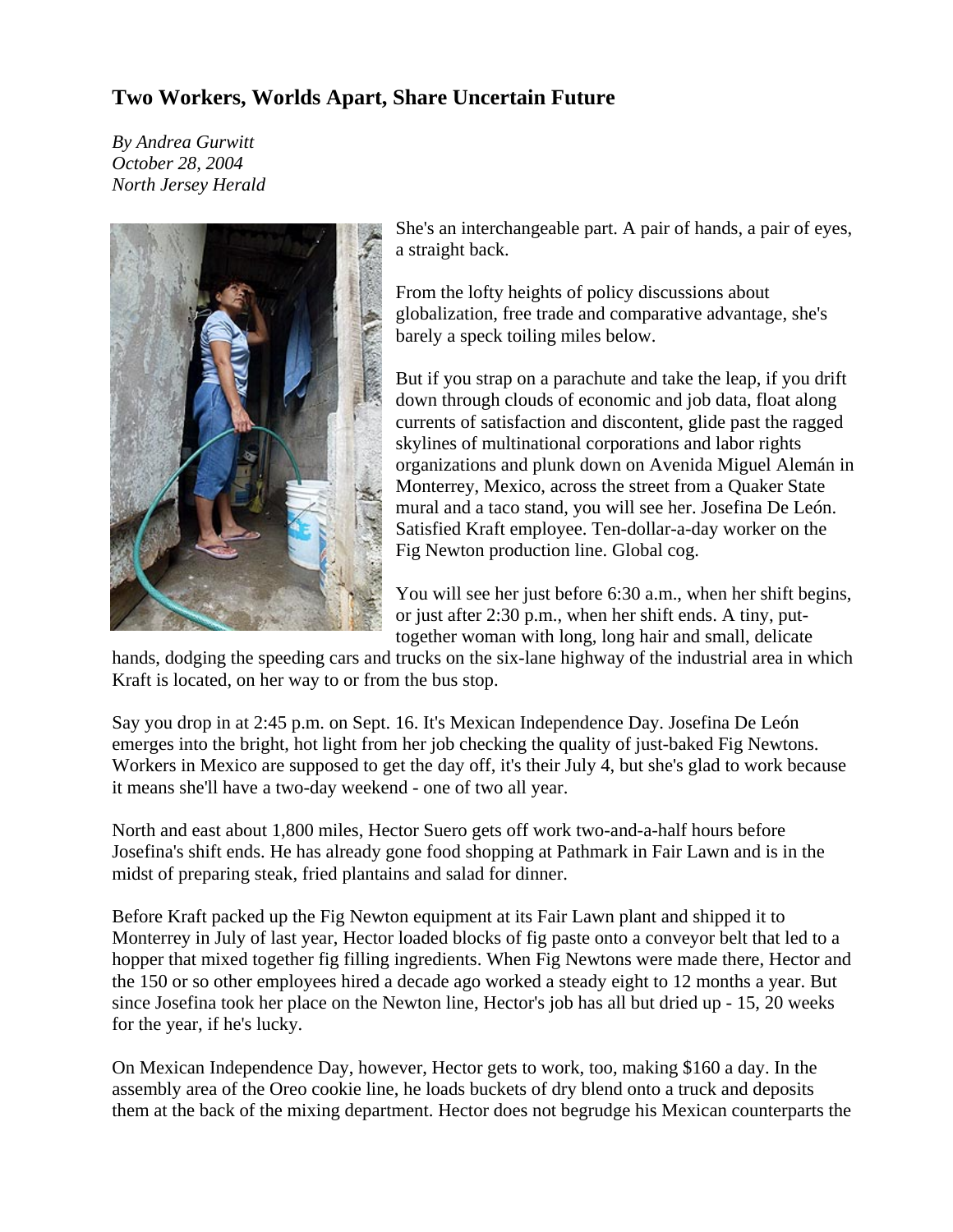# Two Workers, Worlds Apart, Share Uncertain Future

*By Andrea Gurwitt*
*October 28, 2004*
*North Jersey Herald*

She's an interchangeable part. A pair of hands, a pair of eyes, a straight back.

From the lofty heights of policy discussions about globalization, free trade and comparative advantage, she's barely a speck toiling miles below.

But if you strap on a parachute and take the leap, if you drift down through clouds of economic and job data, float along currents of satisfaction and discontent, glide past the ragged skylines of multinational corporations and labor rights organizations and plunk down on Avenida Miguel Alemán in Monterrey, Mexico, across the street from a Quaker State mural and a taco stand, you will see her. Josefina De León. Satisfied Kraft employee. Ten-dollar-a-day worker on the Fig Newton production line. Global cog.

You will see her just before 6:30 a.m., when her shift begins, or just after 2:30 p.m., when her shift ends. A tiny, put-together woman with long, long hair and small, delicate hands, dodging the speeding cars and trucks on the six-lane highway of the industrial area in which Kraft is located, on her way to or from the bus stop.

Say you drop in at 2:45 p.m. on Sept. 16. It's Mexican Independence Day. Josefina De León emerges into the bright, hot light from her job checking the quality of just-baked Fig Newtons. Workers in Mexico are supposed to get the day off, it's their July 4, but she's glad to work because it means she'll have a two-day weekend - one of two all year.

North and east about 1,800 miles, Hector Suero gets off work two-and-a-half hours before Josefina's shift ends. He has already gone food shopping at Pathmark in Fair Lawn and is in the midst of preparing steak, fried plantains and salad for dinner.

Before Kraft packed up the Fig Newton equipment at its Fair Lawn plant and shipped it to Monterrey in July of last year, Hector loaded blocks of fig paste onto a conveyor belt that led to a hopper that mixed together fig filling ingredients. When Fig Newtons were made there, Hector and the 150 or so other employees hired a decade ago worked a steady eight to 12 months a year. But since Josefina took her place on the Newton line, Hector's job has all but dried up - 15, 20 weeks for the year, if he's lucky.

On Mexican Independence Day, however, Hector gets to work, too, making $160 a day. In the assembly area of the Oreo cookie line, he loads buckets of dry blend onto a truck and deposits them at the back of the mixing department. Hector does not begrudge his Mexican counterparts the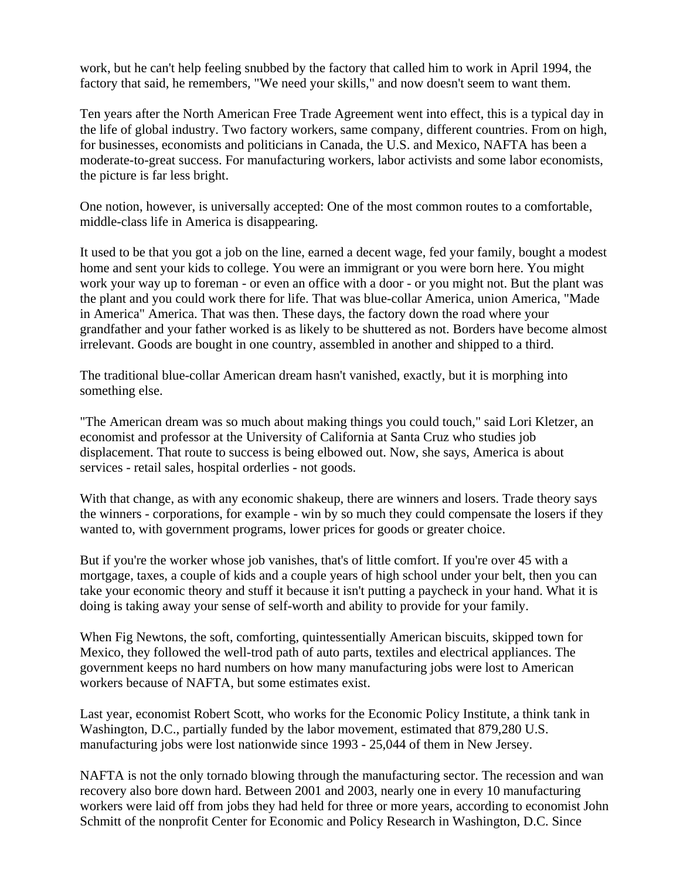work, but he can't help feeling snubbed by the factory that called him to work in April 1994, the factory that said, he remembers, "We need your skills," and now doesn't seem to want them.

Ten years after the North American Free Trade Agreement went into effect, this is a typical day in the life of global industry. Two factory workers, same company, different countries. From on high, for businesses, economists and politicians in Canada, the U.S. and Mexico, NAFTA has been a moderate-to-great success. For manufacturing workers, labor activists and some labor economists, the picture is far less bright.

One notion, however, is universally accepted: One of the most common routes to a comfortable, middle-class life in America is disappearing.

It used to be that you got a job on the line, earned a decent wage, fed your family, bought a modest home and sent your kids to college. You were an immigrant or you were born here. You might work your way up to foreman - or even an office with a door - or you might not. But the plant was the plant and you could work there for life. That was blue-collar America, union America, "Made in America" America. That was then. These days, the factory down the road where your grandfather and your father worked is as likely to be shuttered as not. Borders have become almost irrelevant. Goods are bought in one country, assembled in another and shipped to a third.

The traditional blue-collar American dream hasn't vanished, exactly, but it is morphing into something else.

"The American dream was so much about making things you could touch," said Lori Kletzer, an economist and professor at the University of California at Santa Cruz who studies job displacement. That route to success is being elbowed out. Now, she says, America is about services - retail sales, hospital orderlies - not goods.

With that change, as with any economic shakeup, there are winners and losers. Trade theory says the winners - corporations, for example - win by so much they could compensate the losers if they wanted to, with government programs, lower prices for goods or greater choice.

But if you're the worker whose job vanishes, that's of little comfort. If you're over 45 with a mortgage, taxes, a couple of kids and a couple years of high school under your belt, then you can take your economic theory and stuff it because it isn't putting a paycheck in your hand. What it is doing is taking away your sense of self-worth and ability to provide for your family.

When Fig Newtons, the soft, comforting, quintessentially American biscuits, skipped town for Mexico, they followed the well-trod path of auto parts, textiles and electrical appliances. The government keeps no hard numbers on how many manufacturing jobs were lost to American workers because of NAFTA, but some estimates exist.

Last year, economist Robert Scott, who works for the Economic Policy Institute, a think tank in Washington, D.C., partially funded by the labor movement, estimated that 879,280 U.S. manufacturing jobs were lost nationwide since 1993 - 25,044 of them in New Jersey.

NAFTA is not the only tornado blowing through the manufacturing sector. The recession and wan recovery also bore down hard. Between 2001 and 2003, nearly one in every 10 manufacturing workers were laid off from jobs they had held for three or more years, according to economist John Schmitt of the nonprofit Center for Economic and Policy Research in Washington, D.C. Since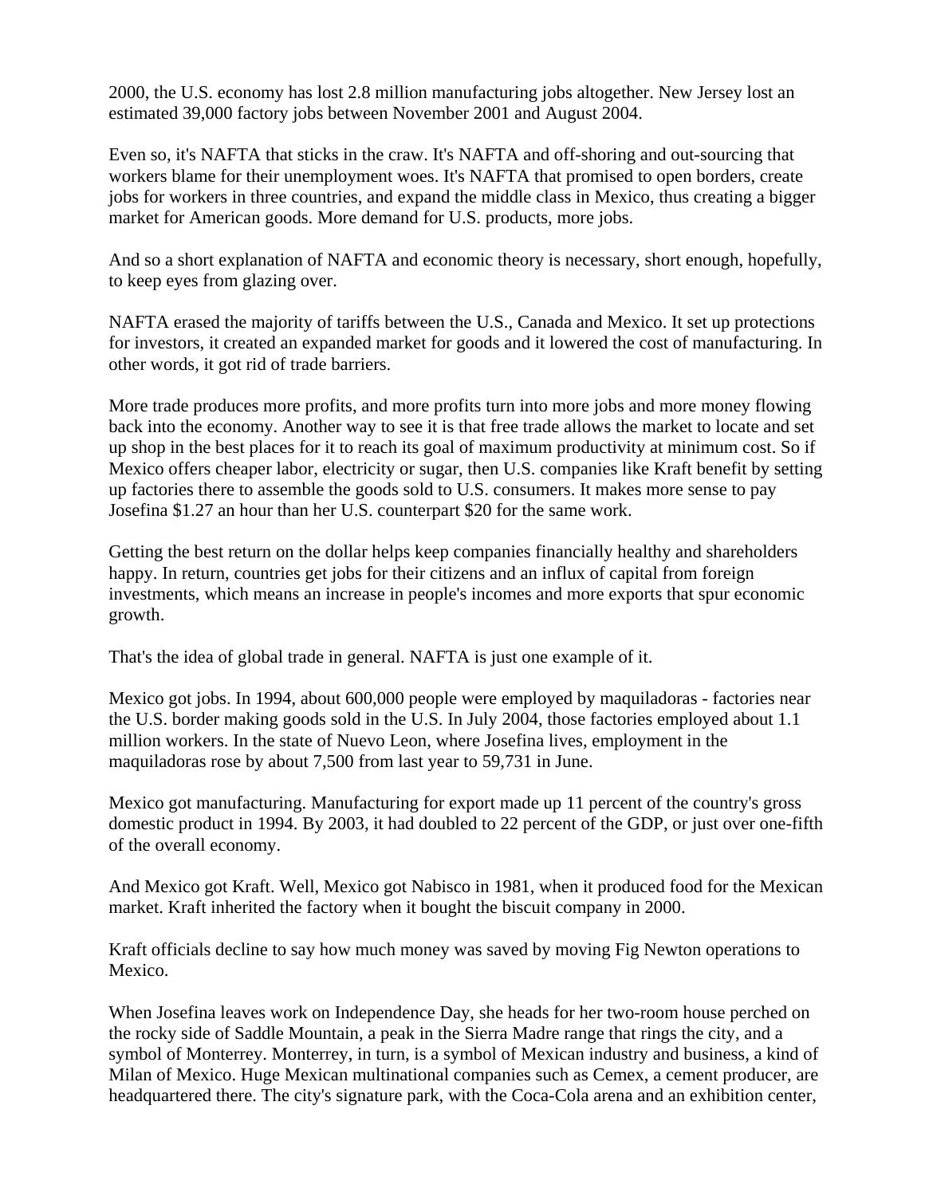2000, the U.S. economy has lost 2.8 million manufacturing jobs altogether. New Jersey lost an estimated 39,000 factory jobs between November 2001 and August 2004.

Even so, it's NAFTA that sticks in the craw. It's NAFTA and off-shoring and out-sourcing that workers blame for their unemployment woes. It's NAFTA that promised to open borders, create jobs for workers in three countries, and expand the middle class in Mexico, thus creating a bigger market for American goods. More demand for U.S. products, more jobs.

And so a short explanation of NAFTA and economic theory is necessary, short enough, hopefully, to keep eyes from glazing over.

NAFTA erased the majority of tariffs between the U.S., Canada and Mexico. It set up protections for investors, it created an expanded market for goods and it lowered the cost of manufacturing. In other words, it got rid of trade barriers.

More trade produces more profits, and more profits turn into more jobs and more money flowing back into the economy. Another way to see it is that free trade allows the market to locate and set up shop in the best places for it to reach its goal of maximum productivity at minimum cost. So if Mexico offers cheaper labor, electricity or sugar, then U.S. companies like Kraft benefit by setting up factories there to assemble the goods sold to U.S. consumers. It makes more sense to pay Josefina $1.27 an hour than her U.S. counterpart $20 for the same work.

Getting the best return on the dollar helps keep companies financially healthy and shareholders happy. In return, countries get jobs for their citizens and an influx of capital from foreign investments, which means an increase in people's incomes and more exports that spur economic growth.

That's the idea of global trade in general. NAFTA is just one example of it.

Mexico got jobs. In 1994, about 600,000 people were employed by maquiladoras - factories near the U.S. border making goods sold in the U.S. In July 2004, those factories employed about 1.1 million workers. In the state of Nuevo Leon, where Josefina lives, employment in the maquiladoras rose by about 7,500 from last year to 59,731 in June.

Mexico got manufacturing. Manufacturing for export made up 11 percent of the country's gross domestic product in 1994. By 2003, it had doubled to 22 percent of the GDP, or just over one-fifth of the overall economy.

And Mexico got Kraft. Well, Mexico got Nabisco in 1981, when it produced food for the Mexican market. Kraft inherited the factory when it bought the biscuit company in 2000.

Kraft officials decline to say how much money was saved by moving Fig Newton operations to Mexico.

When Josefina leaves work on Independence Day, she heads for her two-room house perched on the rocky side of Saddle Mountain, a peak in the Sierra Madre range that rings the city, and a symbol of Monterrey. Monterrey, in turn, is a symbol of Mexican industry and business, a kind of Milan of Mexico. Huge Mexican multinational companies such as Cemex, a cement producer, are headquartered there. The city's signature park, with the Coca-Cola arena and an exhibition center,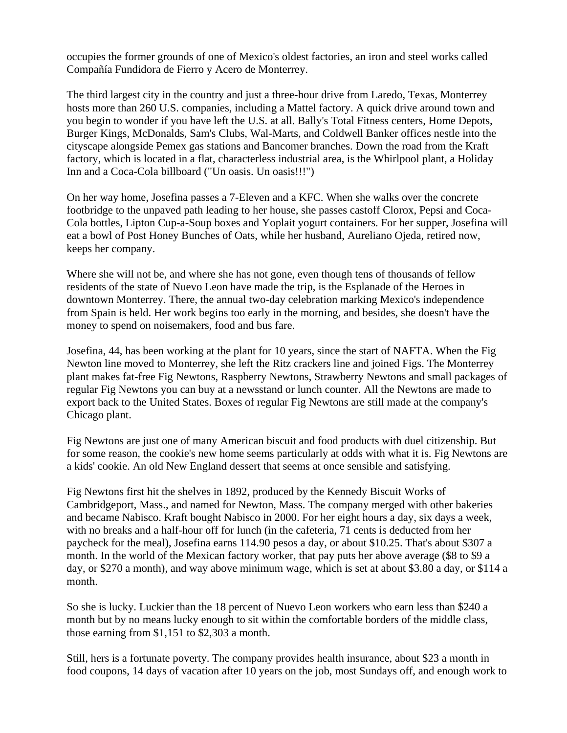occupies the former grounds of one of Mexico's oldest factories, an iron and steel works called Compañía Fundidora de Fierro y Acero de Monterrey.

The third largest city in the country and just a three-hour drive from Laredo, Texas, Monterrey hosts more than 260 U.S. companies, including a Mattel factory. A quick drive around town and you begin to wonder if you have left the U.S. at all. Bally's Total Fitness centers, Home Depots, Burger Kings, McDonalds, Sam's Clubs, Wal-Marts, and Coldwell Banker offices nestle into the cityscape alongside Pemex gas stations and Bancomer branches. Down the road from the Kraft factory, which is located in a flat, characterless industrial area, is the Whirlpool plant, a Holiday Inn and a Coca-Cola billboard ("Un oasis. Un oasis!!!")

On her way home, Josefina passes a 7-Eleven and a KFC. When she walks over the concrete footbridge to the unpaved path leading to her house, she passes castoff Clorox, Pepsi and Coca-Cola bottles, Lipton Cup-a-Soup boxes and Yoplait yogurt containers. For her supper, Josefina will eat a bowl of Post Honey Bunches of Oats, while her husband, Aureliano Ojeda, retired now, keeps her company.

Where she will not be, and where she has not gone, even though tens of thousands of fellow residents of the state of Nuevo Leon have made the trip, is the Esplanade of the Heroes in downtown Monterrey. There, the annual two-day celebration marking Mexico's independence from Spain is held. Her work begins too early in the morning, and besides, she doesn't have the money to spend on noisemakers, food and bus fare.

Josefina, 44, has been working at the plant for 10 years, since the start of NAFTA. When the Fig Newton line moved to Monterrey, she left the Ritz crackers line and joined Figs. The Monterrey plant makes fat-free Fig Newtons, Raspberry Newtons, Strawberry Newtons and small packages of regular Fig Newtons you can buy at a newsstand or lunch counter. All the Newtons are made to export back to the United States. Boxes of regular Fig Newtons are still made at the company's Chicago plant.

Fig Newtons are just one of many American biscuit and food products with duel citizenship. But for some reason, the cookie's new home seems particularly at odds with what it is. Fig Newtons are a kids' cookie. An old New England dessert that seems at once sensible and satisfying.

Fig Newtons first hit the shelves in 1892, produced by the Kennedy Biscuit Works of Cambridgeport, Mass., and named for Newton, Mass. The company merged with other bakeries and became Nabisco. Kraft bought Nabisco in 2000. For her eight hours a day, six days a week, with no breaks and a half-hour off for lunch (in the cafeteria, 71 cents is deducted from her paycheck for the meal), Josefina earns 114.90 pesos a day, or about $10.25. That's about $307 a month. In the world of the Mexican factory worker, that pay puts her above average ($8 to $9 a day, or $270 a month), and way above minimum wage, which is set at about $3.80 a day, or $114 a month.

So she is lucky. Luckier than the 18 percent of Nuevo Leon workers who earn less than $240 a month but by no means lucky enough to sit within the comfortable borders of the middle class, those earning from $1,151 to $2,303 a month.

Still, hers is a fortunate poverty. The company provides health insurance, about $23 a month in food coupons, 14 days of vacation after 10 years on the job, most Sundays off, and enough work to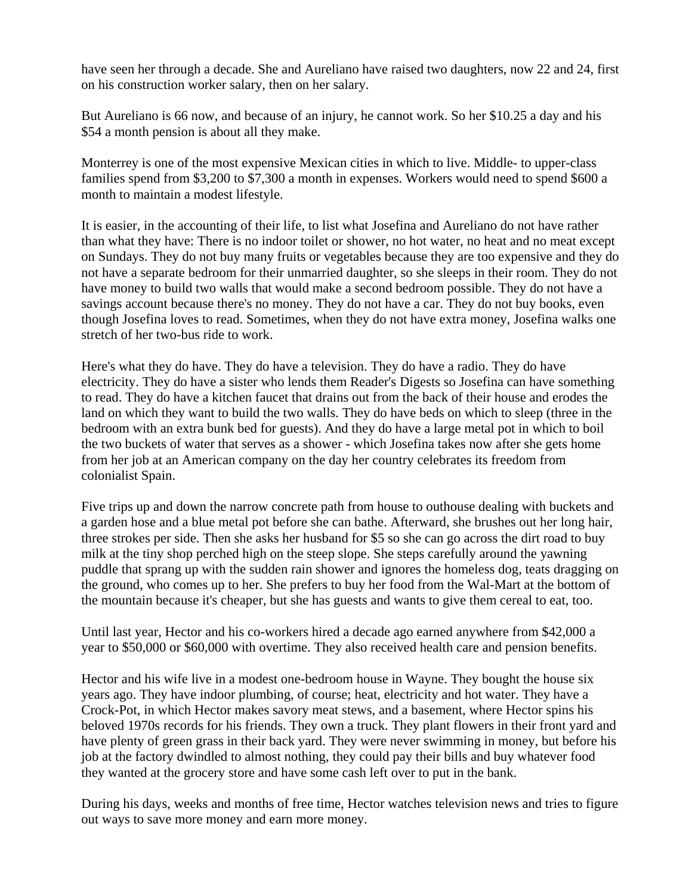have seen her through a decade. She and Aureliano have raised two daughters, now 22 and 24, first on his construction worker salary, then on her salary.

But Aureliano is 66 now, and because of an injury, he cannot work. So her $10.25 a day and his $54 a month pension is about all they make.

Monterrey is one of the most expensive Mexican cities in which to live. Middle- to upper-class families spend from $3,200 to $7,300 a month in expenses. Workers would need to spend $600 a month to maintain a modest lifestyle.

It is easier, in the accounting of their life, to list what Josefina and Aureliano do not have rather than what they have: There is no indoor toilet or shower, no hot water, no heat and no meat except on Sundays. They do not buy many fruits or vegetables because they are too expensive and they do not have a separate bedroom for their unmarried daughter, so she sleeps in their room. They do not have money to build two walls that would make a second bedroom possible. They do not have a savings account because there's no money. They do not have a car. They do not buy books, even though Josefina loves to read. Sometimes, when they do not have extra money, Josefina walks one stretch of her two-bus ride to work.

Here's what they do have. They do have a television. They do have a radio. They do have electricity. They do have a sister who lends them Reader's Digests so Josefina can have something to read. They do have a kitchen faucet that drains out from the back of their house and erodes the land on which they want to build the two walls. They do have beds on which to sleep (three in the bedroom with an extra bunk bed for guests). And they do have a large metal pot in which to boil the two buckets of water that serves as a shower - which Josefina takes now after she gets home from her job at an American company on the day her country celebrates its freedom from colonialist Spain.

Five trips up and down the narrow concrete path from house to outhouse dealing with buckets and a garden hose and a blue metal pot before she can bathe. Afterward, she brushes out her long hair, three strokes per side. Then she asks her husband for $5 so she can go across the dirt road to buy milk at the tiny shop perched high on the steep slope. She steps carefully around the yawning puddle that sprang up with the sudden rain shower and ignores the homeless dog, teats dragging on the ground, who comes up to her. She prefers to buy her food from the Wal-Mart at the bottom of the mountain because it's cheaper, but she has guests and wants to give them cereal to eat, too.

Until last year, Hector and his co-workers hired a decade ago earned anywhere from $42,000 a year to $50,000 or $60,000 with overtime. They also received health care and pension benefits.

Hector and his wife live in a modest one-bedroom house in Wayne. They bought the house six years ago. They have indoor plumbing, of course; heat, electricity and hot water. They have a Crock-Pot, in which Hector makes savory meat stews, and a basement, where Hector spins his beloved 1970s records for his friends. They own a truck. They plant flowers in their front yard and have plenty of green grass in their back yard. They were never swimming in money, but before his job at the factory dwindled to almost nothing, they could pay their bills and buy whatever food they wanted at the grocery store and have some cash left over to put in the bank.

During his days, weeks and months of free time, Hector watches television news and tries to figure out ways to save more money and earn more money.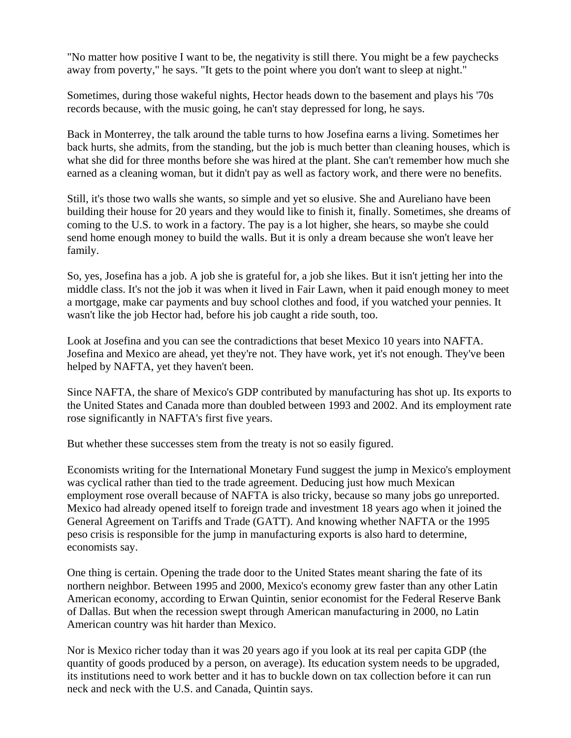"No matter how positive I want to be, the negativity is still there. You might be a few paychecks away from poverty," he says. "It gets to the point where you don't want to sleep at night."

Sometimes, during those wakeful nights, Hector heads down to the basement and plays his '70s records because, with the music going, he can't stay depressed for long, he says.

Back in Monterrey, the talk around the table turns to how Josefina earns a living. Sometimes her back hurts, she admits, from the standing, but the job is much better than cleaning houses, which is what she did for three months before she was hired at the plant. She can't remember how much she earned as a cleaning woman, but it didn't pay as well as factory work, and there were no benefits.

Still, it's those two walls she wants, so simple and yet so elusive. She and Aureliano have been building their house for 20 years and they would like to finish it, finally. Sometimes, she dreams of coming to the U.S. to work in a factory. The pay is a lot higher, she hears, so maybe she could send home enough money to build the walls. But it is only a dream because she won't leave her family.

So, yes, Josefina has a job. A job she is grateful for, a job she likes. But it isn't jetting her into the middle class. It's not the job it was when it lived in Fair Lawn, when it paid enough money to meet a mortgage, make car payments and buy school clothes and food, if you watched your pennies. It wasn't like the job Hector had, before his job caught a ride south, too.

Look at Josefina and you can see the contradictions that beset Mexico 10 years into NAFTA. Josefina and Mexico are ahead, yet they're not. They have work, yet it's not enough. They've been helped by NAFTA, yet they haven't been.

Since NAFTA, the share of Mexico's GDP contributed by manufacturing has shot up. Its exports to the United States and Canada more than doubled between 1993 and 2002. And its employment rate rose significantly in NAFTA's first five years.

But whether these successes stem from the treaty is not so easily figured.

Economists writing for the International Monetary Fund suggest the jump in Mexico's employment was cyclical rather than tied to the trade agreement. Deducing just how much Mexican employment rose overall because of NAFTA is also tricky, because so many jobs go unreported. Mexico had already opened itself to foreign trade and investment 18 years ago when it joined the General Agreement on Tariffs and Trade (GATT). And knowing whether NAFTA or the 1995 peso crisis is responsible for the jump in manufacturing exports is also hard to determine, economists say.

One thing is certain. Opening the trade door to the United States meant sharing the fate of its northern neighbor. Between 1995 and 2000, Mexico's economy grew faster than any other Latin American economy, according to Erwan Quintin, senior economist for the Federal Reserve Bank of Dallas. But when the recession swept through American manufacturing in 2000, no Latin American country was hit harder than Mexico.

Nor is Mexico richer today than it was 20 years ago if you look at its real per capita GDP (the quantity of goods produced by a person, on average). Its education system needs to be upgraded, its institutions need to work better and it has to buckle down on tax collection before it can run neck and neck with the U.S. and Canada, Quintin says.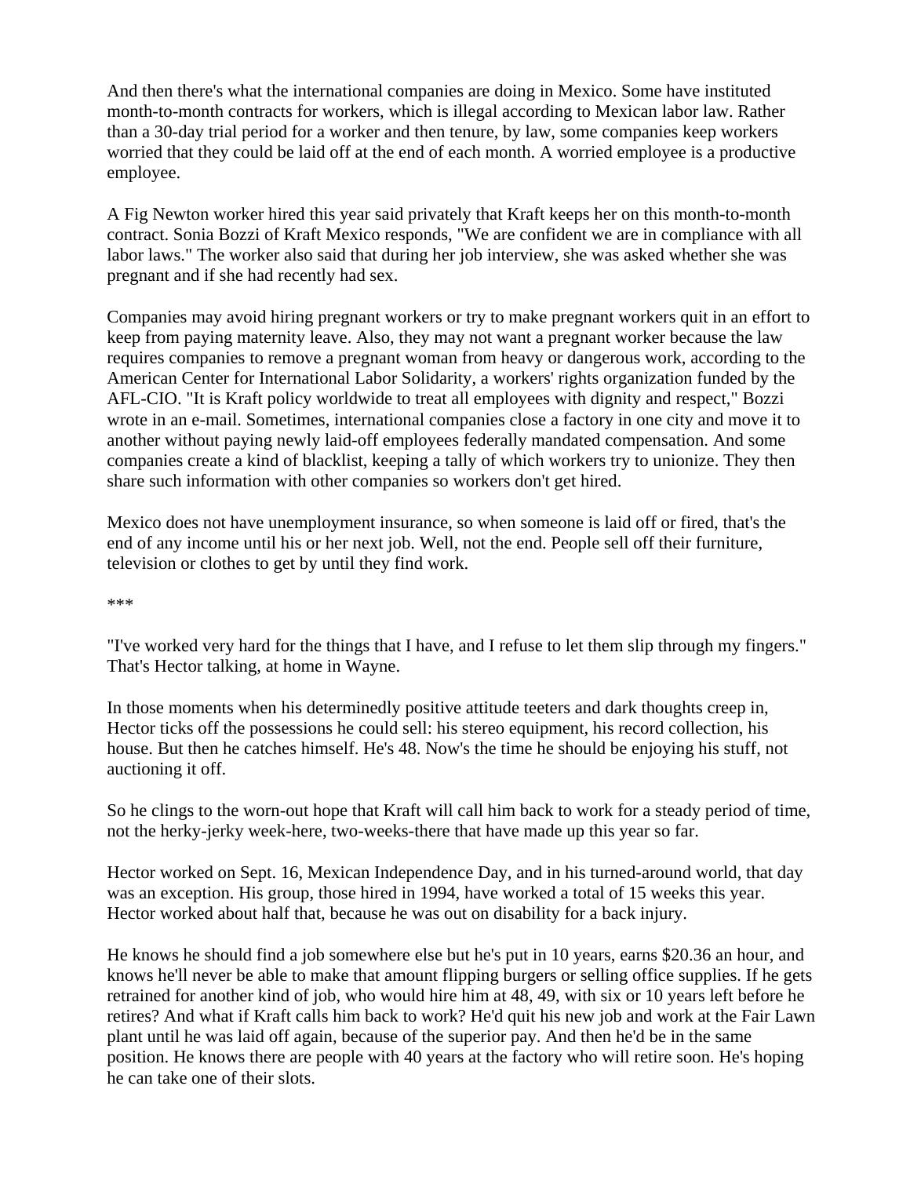And then there's what the international companies are doing in Mexico. Some have instituted month-to-month contracts for workers, which is illegal according to Mexican labor law. Rather than a 30-day trial period for a worker and then tenure, by law, some companies keep workers worried that they could be laid off at the end of each month. A worried employee is a productive employee.

A Fig Newton worker hired this year said privately that Kraft keeps her on this month-to-month contract. Sonia Bozzi of Kraft Mexico responds, "We are confident we are in compliance with all labor laws." The worker also said that during her job interview, she was asked whether she was pregnant and if she had recently had sex.

Companies may avoid hiring pregnant workers or try to make pregnant workers quit in an effort to keep from paying maternity leave. Also, they may not want a pregnant worker because the law requires companies to remove a pregnant woman from heavy or dangerous work, according to the American Center for International Labor Solidarity, a workers' rights organization funded by the AFL-CIO. "It is Kraft policy worldwide to treat all employees with dignity and respect," Bozzi wrote in an e-mail. Sometimes, international companies close a factory in one city and move it to another without paying newly laid-off employees federally mandated compensation. And some companies create a kind of blacklist, keeping a tally of which workers try to unionize. They then share such information with other companies so workers don't get hired.

Mexico does not have unemployment insurance, so when someone is laid off or fired, that's the end of any income until his or her next job. Well, not the end. People sell off their furniture, television or clothes to get by until they find work.

***

"I've worked very hard for the things that I have, and I refuse to let them slip through my fingers." That's Hector talking, at home in Wayne.

In those moments when his determinedly positive attitude teeters and dark thoughts creep in, Hector ticks off the possessions he could sell: his stereo equipment, his record collection, his house. But then he catches himself. He's 48. Now's the time he should be enjoying his stuff, not auctioning it off.

So he clings to the worn-out hope that Kraft will call him back to work for a steady period of time, not the herky-jerky week-here, two-weeks-there that have made up this year so far.

Hector worked on Sept. 16, Mexican Independence Day, and in his turned-around world, that day was an exception. His group, those hired in 1994, have worked a total of 15 weeks this year. Hector worked about half that, because he was out on disability for a back injury.

He knows he should find a job somewhere else but he's put in 10 years, earns $20.36 an hour, and knows he'll never be able to make that amount flipping burgers or selling office supplies. If he gets retrained for another kind of job, who would hire him at 48, 49, with six or 10 years left before he retires? And what if Kraft calls him back to work? He'd quit his new job and work at the Fair Lawn plant until he was laid off again, because of the superior pay. And then he'd be in the same position. He knows there are people with 40 years at the factory who will retire soon. He's hoping he can take one of their slots.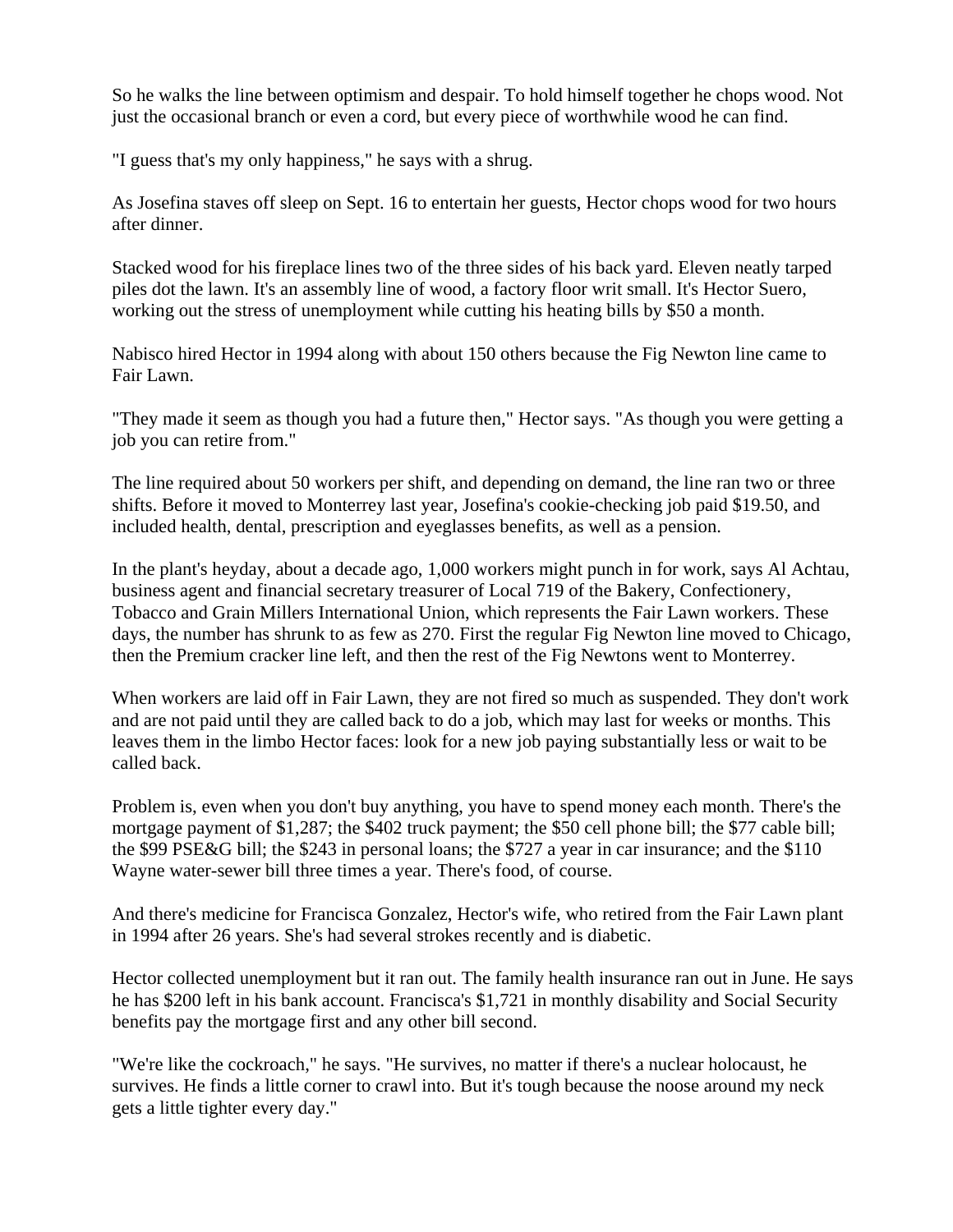So he walks the line between optimism and despair. To hold himself together he chops wood. Not just the occasional branch or even a cord, but every piece of worthwhile wood he can find.

"I guess that's my only happiness," he says with a shrug.

As Josefina staves off sleep on Sept. 16 to entertain her guests, Hector chops wood for two hours after dinner.

Stacked wood for his fireplace lines two of the three sides of his back yard. Eleven neatly tarped piles dot the lawn. It's an assembly line of wood, a factory floor writ small. It's Hector Suero, working out the stress of unemployment while cutting his heating bills by $50 a month.

Nabisco hired Hector in 1994 along with about 150 others because the Fig Newton line came to Fair Lawn.

"They made it seem as though you had a future then," Hector says. "As though you were getting a job you can retire from."

The line required about 50 workers per shift, and depending on demand, the line ran two or three shifts. Before it moved to Monterrey last year, Josefina's cookie-checking job paid $19.50, and included health, dental, prescription and eyeglasses benefits, as well as a pension.

In the plant's heyday, about a decade ago, 1,000 workers might punch in for work, says Al Achtau, business agent and financial secretary treasurer of Local 719 of the Bakery, Confectionery, Tobacco and Grain Millers International Union, which represents the Fair Lawn workers. These days, the number has shrunk to as few as 270. First the regular Fig Newton line moved to Chicago, then the Premium cracker line left, and then the rest of the Fig Newtons went to Monterrey.

When workers are laid off in Fair Lawn, they are not fired so much as suspended. They don't work and are not paid until they are called back to do a job, which may last for weeks or months. This leaves them in the limbo Hector faces: look for a new job paying substantially less or wait to be called back.

Problem is, even when you don't buy anything, you have to spend money each month. There's the mortgage payment of $1,287; the $402 truck payment; the $50 cell phone bill; the $77 cable bill; the $99 PSE&G bill; the $243 in personal loans; the $727 a year in car insurance; and the $110 Wayne water-sewer bill three times a year. There's food, of course.

And there's medicine for Francisca Gonzalez, Hector's wife, who retired from the Fair Lawn plant in 1994 after 26 years. She's had several strokes recently and is diabetic.

Hector collected unemployment but it ran out. The family health insurance ran out in June. He says he has $200 left in his bank account. Francisca's $1,721 in monthly disability and Social Security benefits pay the mortgage first and any other bill second.

"We're like the cockroach," he says. "He survives, no matter if there's a nuclear holocaust, he survives. He finds a little corner to crawl into. But it's tough because the noose around my neck gets a little tighter every day."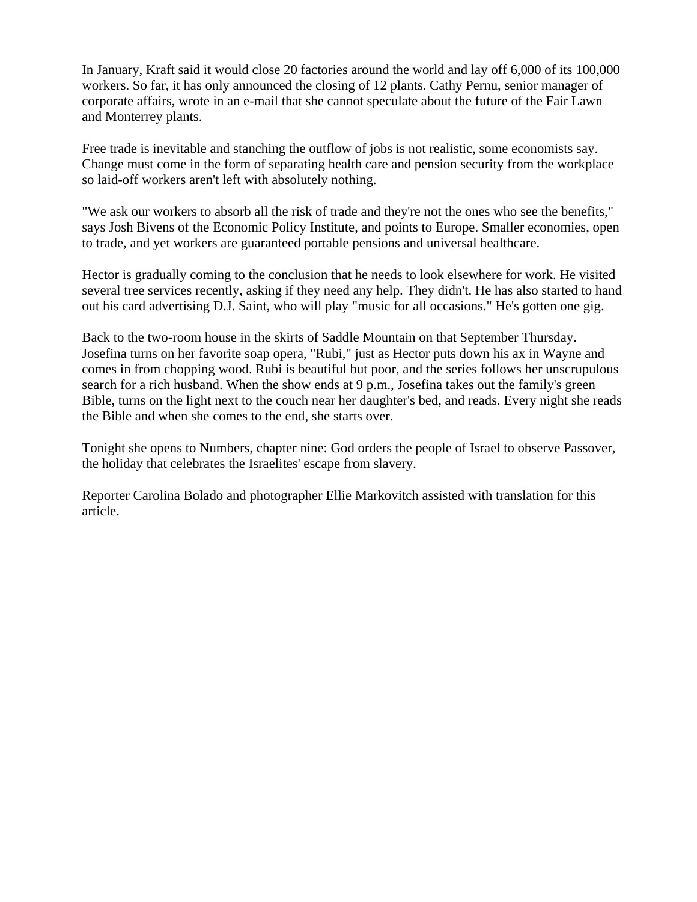In January, Kraft said it would close 20 factories around the world and lay off 6,000 of its 100,000 workers. So far, it has only announced the closing of 12 plants. Cathy Pernu, senior manager of corporate affairs, wrote in an e-mail that she cannot speculate about the future of the Fair Lawn and Monterrey plants.

Free trade is inevitable and stanching the outflow of jobs is not realistic, some economists say. Change must come in the form of separating health care and pension security from the workplace so laid-off workers aren't left with absolutely nothing.

"We ask our workers to absorb all the risk of trade and they're not the ones who see the benefits," says Josh Bivens of the Economic Policy Institute, and points to Europe. Smaller economies, open to trade, and yet workers are guaranteed portable pensions and universal healthcare.

Hector is gradually coming to the conclusion that he needs to look elsewhere for work. He visited several tree services recently, asking if they need any help. They didn't. He has also started to hand out his card advertising D.J. Saint, who will play "music for all occasions." He's gotten one gig.

Back to the two-room house in the skirts of Saddle Mountain on that September Thursday. Josefina turns on her favorite soap opera, "Rubi," just as Hector puts down his ax in Wayne and comes in from chopping wood. Rubi is beautiful but poor, and the series follows her unscrupulous search for a rich husband. When the show ends at 9 p.m., Josefina takes out the family's green Bible, turns on the light next to the couch near her daughter's bed, and reads. Every night she reads the Bible and when she comes to the end, she starts over.

Tonight she opens to Numbers, chapter nine: God orders the people of Israel to observe Passover, the holiday that celebrates the Israelites' escape from slavery.

Reporter Carolina Bolado and photographer Ellie Markovitch assisted with translation for this article.